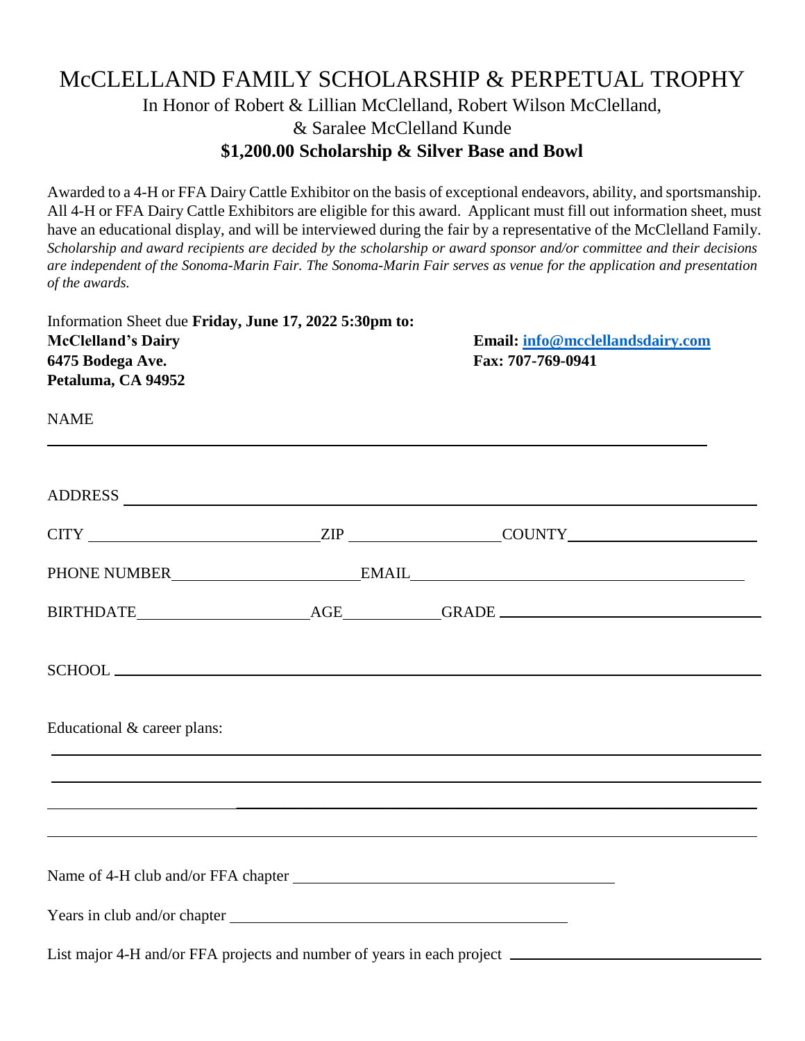# McCLELLAND FAMILY SCHOLARSHIP & PERPETUAL TROPHY

## In Honor of Robert & Lillian McClelland, Robert Wilson McClelland, & Saralee McClelland Kunde

### **$1,200.00 Scholarship & Silver Base and Bowl**

Awarded to a 4-H or FFA Dairy Cattle Exhibitor on the basis of exceptional endeavors, ability, and sportsmanship. All 4-H or FFA Dairy Cattle Exhibitors are eligible for this award. Applicant must fill out information sheet, must have an educational display, and will be interviewed during the fair by a representative of the McClelland Family. *Scholarship and award recipients are decided by the scholarship or award sponsor and/or committee and their decisions are independent of the Sonoma-Marin Fair. The Sonoma-Marin Fair serves as venue for the application and presentation of the awards.*

Information Sheet due **Friday, June 17, 2022 5:30pm to:**

**McClelland's Dairy**
**6475 Bodega Ave.**
**Petaluma, CA 94952**

**Email: info@mcclellandsdairy.com**
**Fax: 707-769-0941**

NAME ______________________________________________

ADDRESS ______________________________________________

CITY ____________________ ZIP ______________ COUNTY ____________________

PHONE NUMBER ____________________ EMAIL ______________________________

BIRTHDATE __________________ AGE __________ GRADE __________________________

SCHOOL ______________________________________________

Educational & career plans:

______________________________________________

______________________________________________

______________________________________________

______________________________________________

Name of 4-H club and/or FFA chapter ______________________________

Years in club and/or chapter ______________________________

List major 4-H and/or FFA projects and number of years in each project ____________________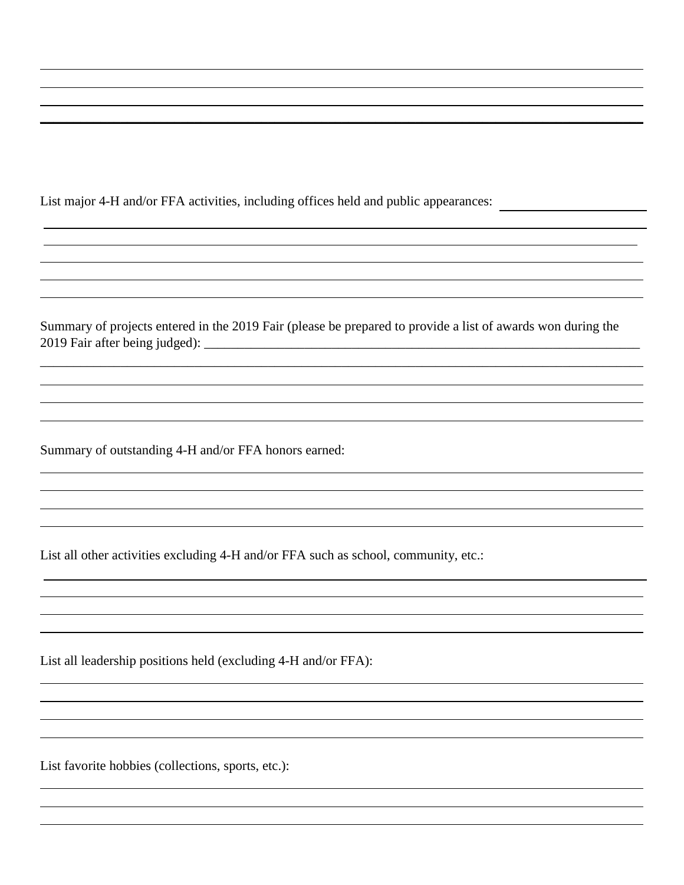List major 4-H and/or FFA activities, including offices held and public appearances:

Summary of projects entered in the 2019 Fair (please be prepared to provide a list of awards won during the 2019 Fair after being judged):

Summary of outstanding 4-H and/or FFA honors earned:

List all other activities excluding 4-H and/or FFA such as school, community, etc.:

List all leadership positions held (excluding 4-H and/or FFA):

List favorite hobbies (collections, sports, etc.):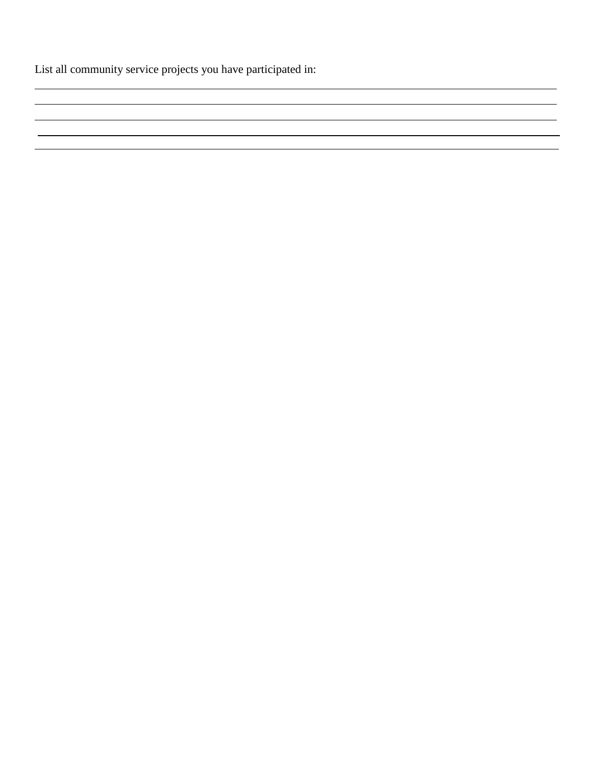List all community service projects you have participated in:

______________________________________________________________________________

______________________________________________________________________________

______________________________________________________________________________

______________________________________________________________________________

______________________________________________________________________________